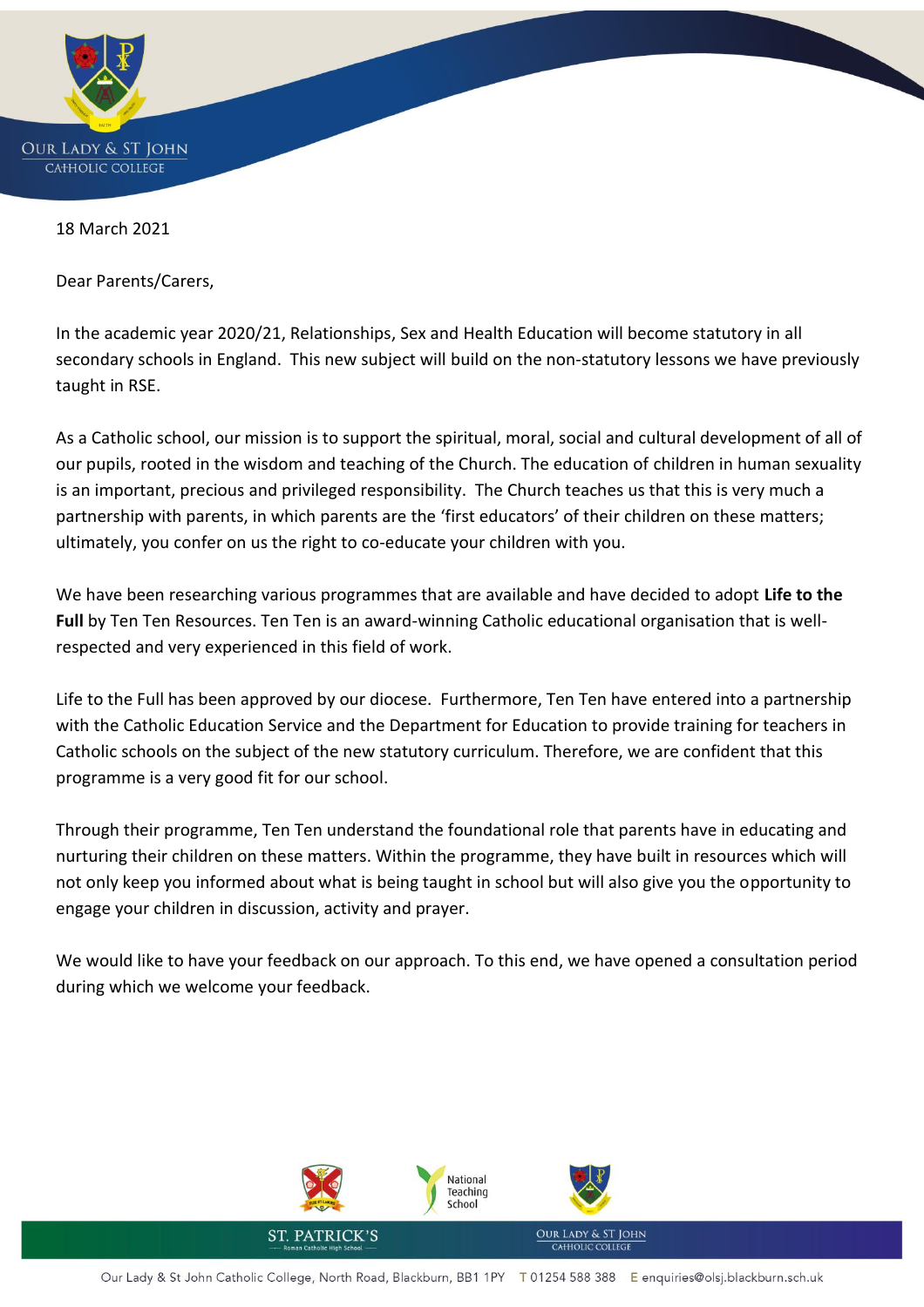18 March 2021

Dear Parents/Carers,

In the academic year 2020/21, Relationships, Sex and Health Education will become statutory in all secondary schools in England. This new subject will build on the non-statutory lessons we have previously taught in RSE.

As a Catholic school, our mission is to support the spiritual, moral, social and cultural development of all of our pupils, rooted in the wisdom and teaching of the Church. The education of children in human sexuality is an important, precious and privileged responsibility. The Church teaches us that this is very much a partnership with parents, in which parents are the 'first educators' of their children on these matters; ultimately, you confer on us the right to co-educate your children with you.

We have been researching various programmes that are available and have decided to adopt **Life to the Full** by Ten Ten Resources. Ten Ten is an award-winning Catholic educational organisation that is well-respected and very experienced in this field of work.

Life to the Full has been approved by our diocese. Furthermore, Ten Ten have entered into a partnership with the Catholic Education Service and the Department for Education to provide training for teachers in Catholic schools on the subject of the new statutory curriculum. Therefore, we are confident that this programme is a very good fit for our school.

Through their programme, Ten Ten understand the foundational role that parents have in educating and nurturing their children on these matters. Within the programme, they have built in resources which will not only keep you informed about what is being taught in school but will also give you the opportunity to engage your children in discussion, activity and prayer.

We would like to have your feedback on our approach. To this end, we have opened a consultation period during which we welcome your feedback.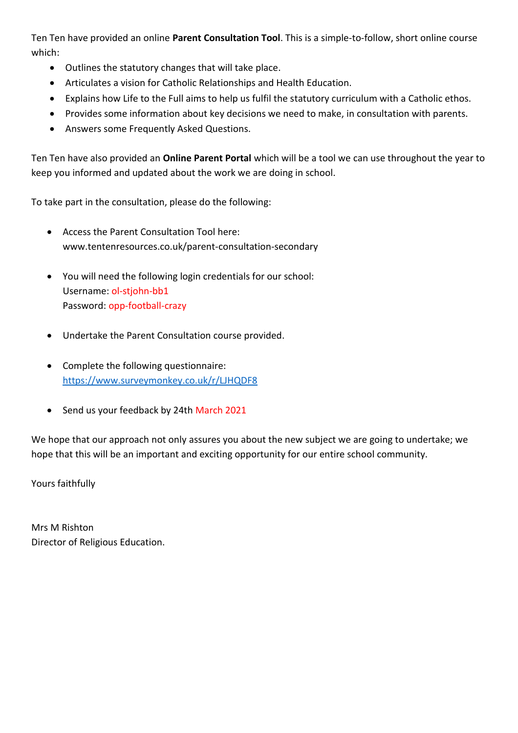Ten Ten have provided an online **Parent Consultation Tool**. This is a simple-to-follow, short online course which:

- Outlines the statutory changes that will take place.
- Articulates a vision for Catholic Relationships and Health Education.
- Explains how Life to the Full aims to help us fulfil the statutory curriculum with a Catholic ethos.
- Provides some information about key decisions we need to make, in consultation with parents.
- Answers some Frequently Asked Questions.

Ten Ten have also provided an **Online Parent Portal** which will be a tool we can use throughout the year to keep you informed and updated about the work we are doing in school.

To take part in the consultation, please do the following:

- Access the Parent Consultation Tool here:
  www.tentenresources.co.uk/parent-consultation-secondary

- You will need the following login credentials for our school:
  Username: ol-stjohn-bb1
  Password: opp-football-crazy

- Undertake the Parent Consultation course provided.

- Complete the following questionnaire:
  https://www.surveymonkey.co.uk/r/LJHQDF8

- Send us your feedback by 24th March 2021

We hope that our approach not only assures you about the new subject we are going to undertake; we hope that this will be an important and exciting opportunity for our entire school community.

Yours faithfully

Mrs M Rishton
Director of Religious Education.